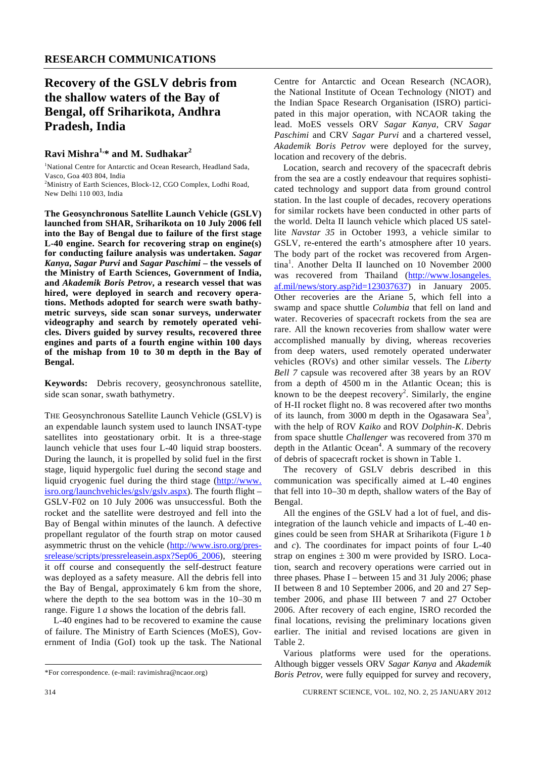RESEARCH COMMUNICATIONS

# Recovery of the GSLV debris from the shallow waters of the Bay of Bengal, off Sriharikota, Andhra Pradesh, India

**Ravi Mishra[1,*] and M. Sudhakar[2]**

[1]National Centre for Antarctic and Ocean Research, Headland Sada, Vasco, Goa 403 804, India
[2]Ministry of Earth Sciences, Block-12, CGO Complex, Lodhi Road, New Delhi 110 003, India

**The Geosynchronous Satellite Launch Vehicle (GSLV) launched from SHAR, Sriharikota on 10 July 2006 fell into the Bay of Bengal due to failure of the first stage L-40 engine. Search for recovering strap on engine(s) for conducting failure analysis was undertaken. *Sagar Kanya*, *Sagar Purvi* and *Sagar Paschimi* – the vessels of the Ministry of Earth Sciences, Government of India, and *Akademik Boris Petrov*, a research vessel that was hired, were deployed in search and recovery operations. Methods adopted for search were swath bathymetric surveys, side scan sonar surveys, underwater videography and search by remotely operated vehicles. Divers guided by survey results, recovered three engines and parts of a fourth engine within 100 days of the mishap from 10 to 30 m depth in the Bay of Bengal.**

**Keywords:** Debris recovery, geosynchronous satellite, side scan sonar, swath bathymetry.

THE Geosynchronous Satellite Launch Vehicle (GSLV) is an expendable launch system used to launch INSAT-type satellites into geostationary orbit. It is a three-stage launch vehicle that uses four L-40 liquid strap boosters. During the launch, it is propelled by solid fuel in the first stage, liquid hypergolic fuel during the second stage and liquid cryogenic fuel during the third stage (http://www.isro.org/launchvehicles/gslv/gslv.aspx). The fourth flight – GSLV-F02 on 10 July 2006 was unsuccessful. Both the rocket and the satellite were destroyed and fell into the Bay of Bengal within minutes of the launch. A defective propellant regulator of the fourth strap on motor caused asymmetric thrust on the vehicle (http://www.isro.org/pressrelease/scripts/pressreleasein.aspx?Sep06_2006), steering it off course and consequently the self-destruct feature was deployed as a safety measure. All the debris fell into the Bay of Bengal, approximately 6 km from the shore, where the depth to the sea bottom was in the 10–30 m range. Figure 1 *a* shows the location of the debris fall.

L-40 engines had to be recovered to examine the cause of failure. The Ministry of Earth Sciences (MoES), Government of India (GoI) took up the task. The National Centre for Antarctic and Ocean Research (NCAOR), the National Institute of Ocean Technology (NIOT) and the Indian Space Research Organisation (ISRO) participated in this major operation, with NCAOR taking the lead. MoES vessels ORV *Sagar Kanya*, CRV *Sagar Paschimi* and CRV *Sagar Purvi* and a chartered vessel, *Akademik Boris Petrov* were deployed for the survey, location and recovery of the debris.

Location, search and recovery of the spacecraft debris from the sea are a costly endeavour that requires sophisticated technology and support data from ground control station. In the last couple of decades, recovery operations for similar rockets have been conducted in other parts of the world. Delta II launch vehicle which placed US satellite *Navstar 35* in October 1993, a vehicle similar to GSLV, re-entered the earth's atmosphere after 10 years. The body part of the rocket was recovered from Argentina[1]. Another Delta II launched on 10 November 2000 was recovered from Thailand (http://www.losangeles.af.mil/news/story.asp?id=123037637) in January 2005. Other recoveries are the Ariane 5, which fell into a swamp and space shuttle *Columbia* that fell on land and water. Recoveries of spacecraft rockets from the sea are rare. All the known recoveries from shallow water were accomplished manually by diving, whereas recoveries from deep waters, used remotely operated underwater vehicles (ROVs) and other similar vessels. The *Liberty Bell 7* capsule was recovered after 38 years by an ROV from a depth of 4500 m in the Atlantic Ocean; this is known to be the deepest recovery[2]. Similarly, the engine of H-II rocket flight no. 8 was recovered after two months of its launch, from 3000 m depth in the Ogasawara Sea[3], with the help of ROV *Kaiko* and ROV *Dolphin-K*. Debris from space shuttle *Challenger* was recovered from 370 m depth in the Atlantic Ocean[4]. A summary of the recovery of debris of spacecraft rocket is shown in Table 1.

The recovery of GSLV debris described in this communication was specifically aimed at L-40 engines that fell into 10–30 m depth, shallow waters of the Bay of Bengal.

All the engines of the GSLV had a lot of fuel, and disintegration of the launch vehicle and impacts of L-40 engines could be seen from SHAR at Sriharikota (Figure 1 *b* and *c*). The coordinates for impact points of four L-40 strap on engines ± 300 m were provided by ISRO. Location, search and recovery operations were carried out in three phases. Phase I – between 15 and 31 July 2006; phase II between 8 and 10 September 2006, and 20 and 27 September 2006, and phase III between 7 and 27 October 2006. After recovery of each engine, ISRO recorded the final locations, revising the preliminary locations given earlier. The initial and revised locations are given in Table 2.

Various platforms were used for the operations. Although bigger vessels ORV *Sagar Kanya* and *Akademik Boris Petrov*, were fully equipped for survey and recovery,

*For correspondence. (e-mail: ravimishra@ncaor.org)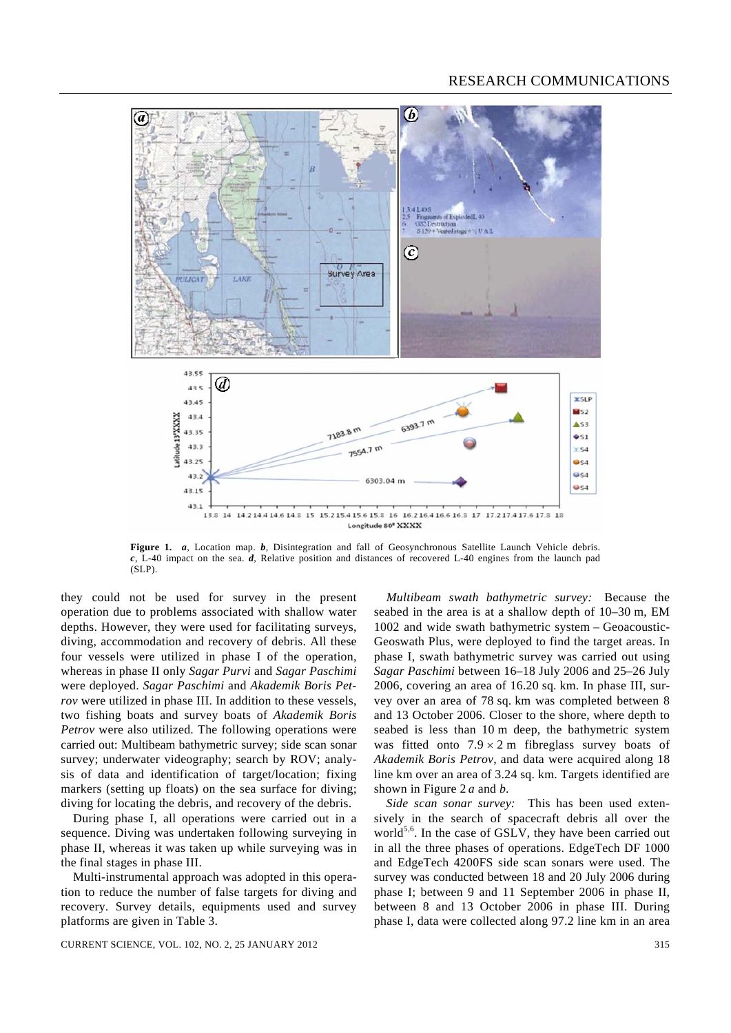**Figure 1.** *a*, Location map. *b*, Disintegration and fall of Geosynchronous Satellite Launch Vehicle debris. *c*, L-40 impact on the sea. *d*, Relative position and distances of recovered L-40 engines from the launch pad (SLP).

they could not be used for survey in the present operation due to problems associated with shallow water depths. However, they were used for facilitating surveys, diving, accommodation and recovery of debris. All these four vessels were utilized in phase I of the operation, whereas in phase II only *Sagar Purvi* and *Sagar Paschimi* were deployed. *Sagar Paschimi* and *Akademik Boris Petrov* were utilized in phase III. In addition to these vessels, two fishing boats and survey boats of *Akademik Boris Petrov* were also utilized. The following operations were carried out: Multibeam bathymetric survey; side scan sonar survey; underwater videography; search by ROV; analysis of data and identification of target/location; fixing markers (setting up floats) on the sea surface for diving; diving for locating the debris, and recovery of the debris.

During phase I, all operations were carried out in a sequence. Diving was undertaken following surveying in phase II, whereas it was taken up while surveying was in the final stages in phase III.

Multi-instrumental approach was adopted in this operation to reduce the number of false targets for diving and recovery. Survey details, equipments used and survey platforms are given in Table 3.

*Multibeam swath bathymetric survey:* Because the seabed in the area is at a shallow depth of 10–30 m, EM 1002 and wide swath bathymetric system – Geoacoustic-Geoswath Plus, were deployed to find the target areas. In phase I, swath bathymetric survey was carried out using *Sagar Paschimi* between 16–18 July 2006 and 25–26 July 2006, covering an area of 16.20 sq. km. In phase III, survey over an area of 78 sq. km was completed between 8 and 13 October 2006. Closer to the shore, where depth to seabed is less than 10 m deep, the bathymetric system was fitted onto $7.9 \times 2$ m fibreglass survey boats of *Akademik Boris Petrov*, and data were acquired along 18 line km over an area of 3.24 sq. km. Targets identified are shown in Figure 2 *a* and *b*.

*Side scan sonar survey:* This has been used extensively in the search of spacecraft debris all over the world[5,6]. In the case of GSLV, they have been carried out in all the three phases of operations. EdgeTech DF 1000 and EdgeTech 4200FS side scan sonars were used. The survey was conducted between 18 and 20 July 2006 during phase I; between 9 and 11 September 2006 in phase II, between 8 and 13 October 2006 in phase III. During phase I, data were collected along 97.2 line km in an area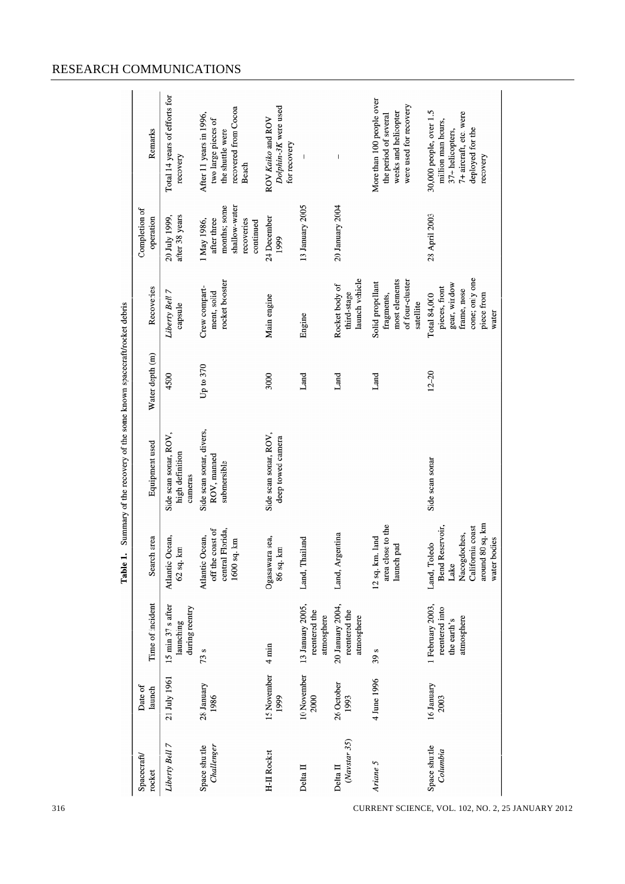**Table 1.** Summary of the recovery of the some known spacecraft/rocket debris

| Spacecraft/rocket | Date of launch | Time of incident | Search area | Equipment used | Water depth (m) | Recoveries | Completion of operation | Remarks |
|---|---|---|---|---|---|---|---|---|
| *Liberty Bell 7* | 21 July 1961 | 15 min 37 s after launching during reentry | Atlantic Ocean, 62 sq. km | Side scan sonar, ROV, high definition cameras | 4500 | *Liberty Bell 7* capsule | 20 July 1999, after 38 years | Total 14 years of efforts for recovery |
| Space shuttle *Challenger* | 28 January 1986 | 73 s | Atlantic Ocean, off the coast of central Florida, 1600 sq. km | Side scan sonar, divers, ROV, manned submersible | Up to 370 | Crew compartment, solid rocket booster | 1 May 1986, after three months; some shallow-water recoveries continued | After 11 years in 1996, two large pieces of the shuttle were recovered from Cocoa Beach |
| H-II Rocket | 15 November 1999 | 4 min | Ogasawara sea, 86 sq. km | Side scan sonar, ROV, deep towed camera | 3000 | Main engine | 24 December 1999 | ROV *Kaiko* and ROV *Dolphin-3K* were used for recovery |
| Delta II | 10 November 2000 | 13 January 2005, reentered the atmosphere | Land, Thailand | | Land | Engine | 13 January 2005 | – |
| Delta II (*Navstar 35*) | 26 October 1993 | 20 January 2004, reentered the atmosphere | Land, Argentina | | Land | Rocket body of third-stage launch vehicle | 20 January 2004 | – |
| *Ariane 5* | 4 June 1996 | 39 s | 12 sq. km land area close to the launch pad | | Land | Solid propellant fragments, most elements of four-cluster satellite | | More than 100 people over the period of several weeks and helicopter were used for recovery |
| Space shuttle *Columbia* | 16 January 2003 | 1 February 2003, reentered into the earth's atmosphere | Land, Toledo Bend Reservoir, Lake Nacogdoches, California coast around 80 sq. km water bodies | Side scan sonar | 12–20 | Total 84,000 pieces, front gear, window frame, nose cone; only one piece from water | 28 April 2003 | 30,000 people, over 1.5 million man hours, 37+ helicopters, 7+ aircraft, etc. were deployed for the recovery |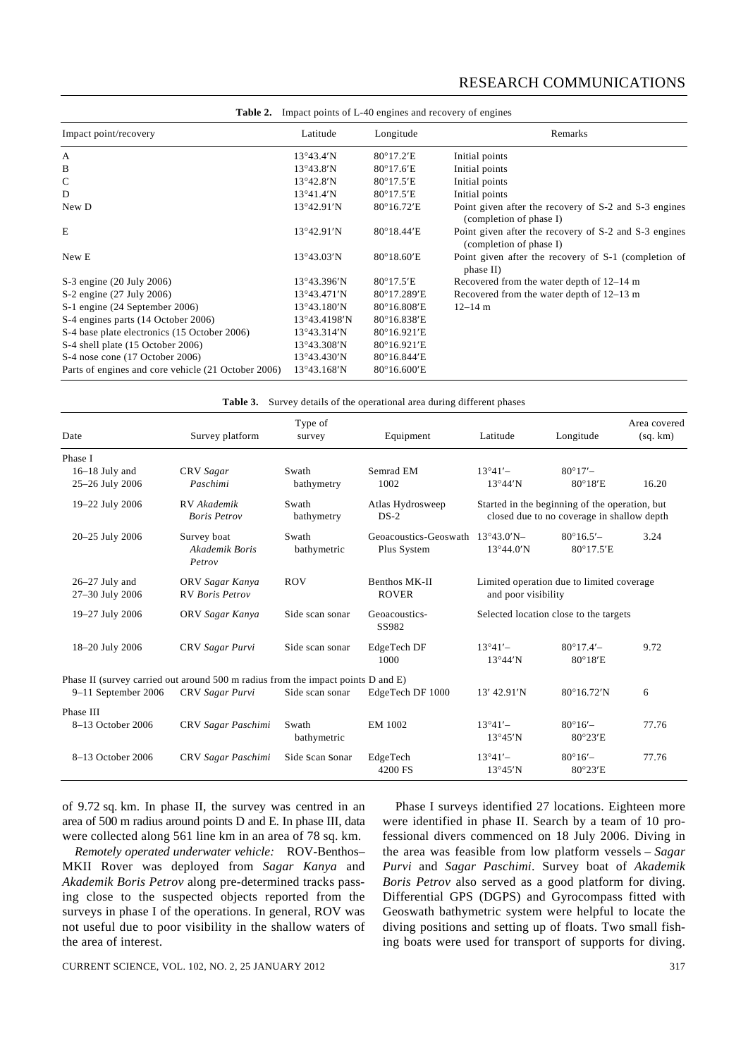**Table 2.** Impact points of L-40 engines and recovery of engines

| Impact point/recovery | Latitude | Longitude | Remarks |
|---|---|---|---|
| A | 13°43.4′N | 80°17.2′E | Initial points |
| B | 13°43.8′N | 80°17.6′E | Initial points |
| C | 13°42.8′N | 80°17.5′E | Initial points |
| D | 13°41.4′N | 80°17.5′E | Initial points |
| New D | 13°42.91′N | 80°16.72′E | Point given after the recovery of S-2 and S-3 engines (completion of phase I) |
| E | 13°42.91′N | 80°18.44′E | Point given after the recovery of S-2 and S-3 engines (completion of phase I) |
| New E | 13°43.03′N | 80°18.60′E | Point given after the recovery of S-1 (completion of phase II) |
| S-3 engine (20 July 2006) | 13°43.396′N | 80°17.5′E | Recovered from the water depth of 12–14 m |
| S-2 engine (27 July 2006) | 13°43.471′N | 80°17.289′E | Recovered from the water depth of 12–13 m |
| S-1 engine (24 September 2006) | 13°43.180′N | 80°16.808′E | 12–14 m |
| S-4 engines parts (14 October 2006) | 13°43.4198′N | 80°16.838′E | |
| S-4 base plate electronics (15 October 2006) | 13°43.314′N | 80°16.921′E | |
| S-4 shell plate (15 October 2006) | 13°43.308′N | 80°16.921′E | |
| S-4 nose cone (17 October 2006) | 13°43.430′N | 80°16.844′E | |
| Parts of engines and core vehicle (21 October 2006) | 13°43.168′N | 80°16.600′E | |

**Table 3.** Survey details of the operational area during different phases

| Date | Survey platform | Type of survey | Equipment | Latitude | Longitude | Area covered (sq. km) |
|---|---|---|---|---|---|---|
| Phase I | | | | | | |
| 16–18 July and 25–26 July 2006 | CRV *Sagar Paschimi* | Swath bathymetry | Semrad EM 1002 | 13°41′– 13°44′N | 80°17′– 80°18′E | 16.20 |
| 19–22 July 2006 | RV *Akademik Boris Petrov* | Swath bathymetry | Atlas Hydrosweep DS-2 | Started in the beginning of the operation, but closed due to no coverage in shallow depth | | |
| 20–25 July 2006 | Survey boat *Akademik Boris Petrov* | Swath bathymetric | Geoacoustics-Geoswath Plus System | 13°43.0′N– 13°44.0′N | 80°16.5′– 80°17.5′E | 3.24 |
| 26–27 July and 27–30 July 2006 | ORV *Sagar Kanya* RV *Boris Petrov* | ROV | Benthos MK-II ROVER | Limited operation due to limited coverage and poor visibility | | |
| 19–27 July 2006 | ORV *Sagar Kanya* | Side scan sonar | Geoacoustics-SS982 | Selected location close to the targets | | |
| 18–20 July 2006 | CRV *Sagar Purvi* | Side scan sonar | EdgeTech DF 1000 | 13°41′– 13°44′N | 80°17.4′– 80°18′E | 9.72 |
| Phase II (survey carried out around 500 m radius from the impact points D and E) | | | | | | |
| 9–11 September 2006 | CRV *Sagar Purvi* | Side scan sonar | EdgeTech DF 1000 | 13′ 42.91′N | 80°16.72′N | 6 |
| Phase III | | | | | | |
| 8–13 October 2006 | CRV *Sagar Paschimi* | Swath bathymetry | EM 1002 | 13°41′– 13°45′N | 80°16′– 80°23′E | 77.76 |
| 8–13 October 2006 | CRV *Sagar Paschimi* | Side Scan Sonar | EdgeTech 4200 FS | 13°41′– 13°45′N | 80°16′– 80°23′E | 77.76 |

of 9.72 sq. km. In phase II, the survey was centred in an area of 500 m radius around points D and E. In phase III, data were collected along 561 line km in an area of 78 sq. km.

*Remotely operated underwater vehicle:* ROV-Benthos–MKII Rover was deployed from *Sagar Kanya* and *Akademik Boris Petrov* along pre-determined tracks passing close to the suspected objects reported from the surveys in phase I of the operations. In general, ROV was not useful due to poor visibility in the shallow waters of the area of interest.

Phase I surveys identified 27 locations. Eighteen more were identified in phase II. Search by a team of 10 professional divers commenced on 18 July 2006. Diving in the area was feasible from low platform vessels – *Sagar Purvi* and *Sagar Paschimi*. Survey boat of *Akademik Boris Petrov* also served as a good platform for diving. Differential GPS (DGPS) and Gyrocompass fitted with Geoswath bathymetric system were helpful to locate the diving positions and setting up of floats. Two small fishing boats were used for transport of supports for diving.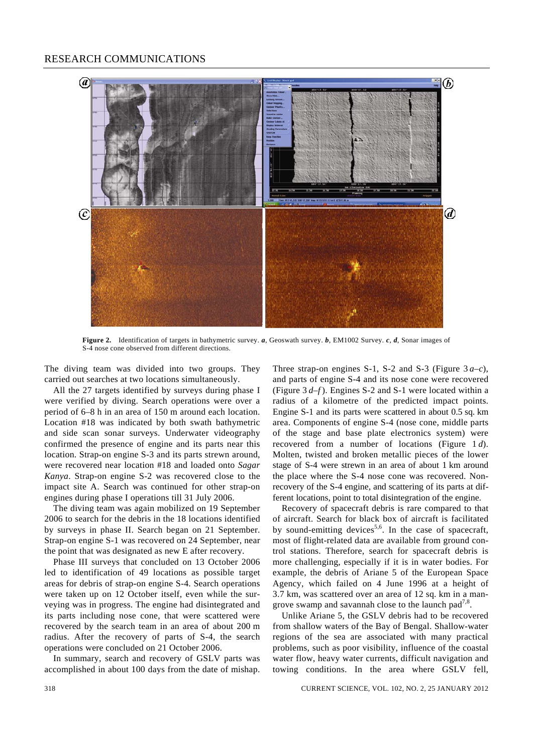Figure 2. Identification of targets in bathymetric survey. ***a***, Geoswath survey. ***b***, EM1002 Survey. ***c***, ***d***, Sonar images of S-4 nose cone observed from different directions.

The diving team was divided into two groups. They carried out searches at two locations simultaneously.

All the 27 targets identified by surveys during phase I were verified by diving. Search operations were over a period of 6–8 h in an area of 150 m around each location. Location #18 was indicated by both swath bathymetric and side scan sonar surveys. Underwater videography confirmed the presence of engine and its parts near this location. Strap-on engine S-3 and its parts strewn around, were recovered near location #18 and loaded onto *Sagar Kanya*. Strap-on engine S-2 was recovered close to the impact site A. Search was continued for other strap-on engines during phase I operations till 31 July 2006.

The diving team was again mobilized on 19 September 2006 to search for the debris in the 18 locations identified by surveys in phase II. Search began on 21 September. Strap-on engine S-1 was recovered on 24 September, near the point that was designated as new E after recovery.

Phase III surveys that concluded on 13 October 2006 led to identification of 49 locations as possible target areas for debris of strap-on engine S-4. Search operations were taken up on 12 October itself, even while the surveying was in progress. The engine had disintegrated and its parts including nose cone, that were scattered were recovered by the search team in an area of about 200 m radius. After the recovery of parts of S-4, the search operations were concluded on 21 October 2006.

In summary, search and recovery of GSLV parts was accomplished in about 100 days from the date of mishap. Three strap-on engines S-1, S-2 and S-3 (Figure 3 *a–c*), and parts of engine S-4 and its nose cone were recovered (Figure 3 *d–f*). Engines S-2 and S-1 were located within a radius of a kilometre of the predicted impact points. Engine S-1 and its parts were scattered in about 0.5 sq. km area. Components of engine S-4 (nose cone, middle parts of the stage and base plate electronics system) were recovered from a number of locations (Figure 1 *d*). Molten, twisted and broken metallic pieces of the lower stage of S-4 were strewn in an area of about 1 km around the place where the S-4 nose cone was recovered. Non-recovery of the S-4 engine, and scattering of its parts at different locations, point to total disintegration of the engine.

Recovery of spacecraft debris is rare compared to that of aircraft. Search for black box of aircraft is facilitated by sound-emitting devices[5,6]. In the case of spacecraft, most of flight-related data are available from ground control stations. Therefore, search for spacecraft debris is more challenging, especially if it is in water bodies. For example, the debris of Ariane 5 of the European Space Agency, which failed on 4 June 1996 at a height of 3.7 km, was scattered over an area of 12 sq. km in a mangrove swamp and savannah close to the launch pad[7,8].

Unlike Ariane 5, the GSLV debris had to be recovered from shallow waters of the Bay of Bengal. Shallow-water regions of the sea are associated with many practical problems, such as poor visibility, influence of the coastal water flow, heavy water currents, difficult navigation and towing conditions. In the area where GSLV fell,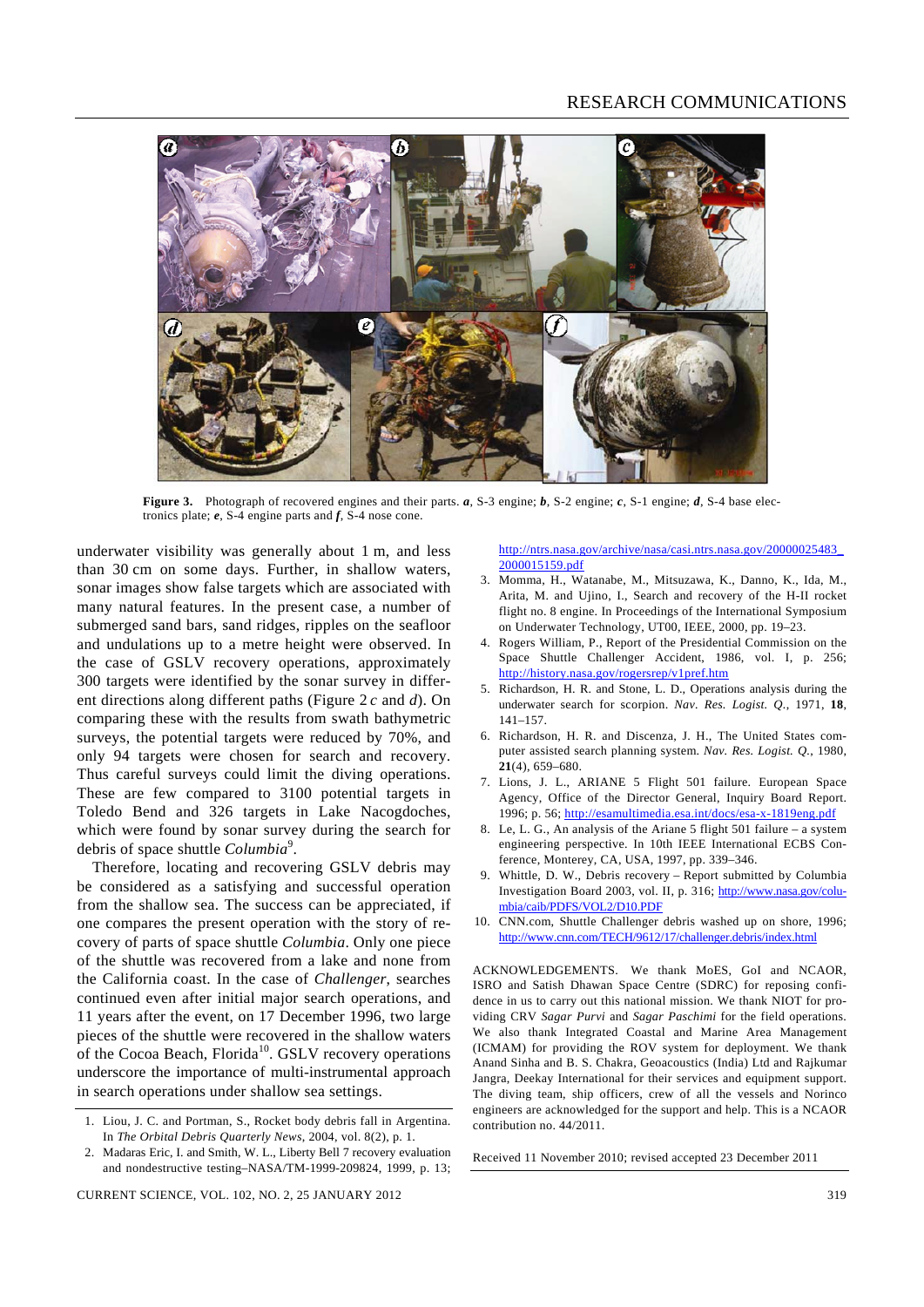**Figure 3.** Photograph of recovered engines and their parts. ***a***, S-3 engine; ***b***, S-2 engine; ***c***, S-1 engine; ***d***, S-4 base electronics plate; ***e***, S-4 engine parts and ***f***, S-4 nose cone.

underwater visibility was generally about 1 m, and less than 30 cm on some days. Further, in shallow waters, sonar images show false targets which are associated with many natural features. In the present case, a number of submerged sand bars, sand ridges, ripples on the seafloor and undulations up to a metre height were observed. In the case of GSLV recovery operations, approximately 300 targets were identified by the sonar survey in different directions along different paths (Figure 2 *c* and *d*). On comparing these with the results from swath bathymetric surveys, the potential targets were reduced by 70%, and only 94 targets were chosen for search and recovery. Thus careful surveys could limit the diving operations. These are few compared to 3100 potential targets in Toledo Bend and 326 targets in Lake Nacogdoches, which were found by sonar survey during the search for debris of space shuttle *Columbia*[9].

Therefore, locating and recovering GSLV debris may be considered as a satisfying and successful operation from the shallow sea. The success can be appreciated, if one compares the present operation with the story of recovery of parts of space shuttle *Columbia*. Only one piece of the shuttle was recovered from a lake and none from the California coast. In the case of *Challenger*, searches continued even after initial major search operations, and 11 years after the event, on 17 December 1996, two large pieces of the shuttle were recovered in the shallow waters of the Cocoa Beach, Florida[10]. GSLV recovery operations underscore the importance of multi-instrumental approach in search operations under shallow sea settings.

1. Liou, J. C. and Portman, S., Rocket body debris fall in Argentina. In *The Orbital Debris Quarterly News*, 2004, vol. 8(2), p. 1.
2. Madaras Eric, I. and Smith, W. L., Liberty Bell 7 recovery evaluation and nondestructive testing–NASA/TM-1999-209824, 1999, p. 13; http://ntrs.nasa.gov/archive/nasa/casi.ntrs.nasa.gov/20000025483_2000015159.pdf
3. Momma, H., Watanabe, M., Mitsuzawa, K., Danno, K., Ida, M., Arita, M. and Ujino, I., Search and recovery of the H-II rocket flight no. 8 engine. In Proceedings of the International Symposium on Underwater Technology, UT00, IEEE, 2000, pp. 19–23.
4. Rogers William, P., Report of the Presidential Commission on the Space Shuttle Challenger Accident, 1986, vol. I, p. 256; http://history.nasa.gov/rogersrep/v1pref.htm
5. Richardson, H. R. and Stone, L. D., Operations analysis during the underwater search for scorpion. *Nav. Res. Logist. Q.*, 1971, **18**, 141–157.
6. Richardson, H. R. and Discenza, J. H., The United States computer assisted search planning system. *Nav. Res. Logist. Q.*, 1980, **21**(4), 659–680.
7. Lions, J. L., ARIANE 5 Flight 501 failure. European Space Agency, Office of the Director General, Inquiry Board Report. 1996; p. 56; http://esamultimedia.esa.int/docs/esa-x-1819eng.pdf
8. Le, L. G., An analysis of the Ariane 5 flight 501 failure – a system engineering perspective. In 10th IEEE International ECBS Conference, Monterey, CA, USA, 1997, pp. 339–346.
9. Whittle, D. W., Debris recovery – Report submitted by Columbia Investigation Board 2003, vol. II, p. 316; http://www.nasa.gov/columbia/caib/PDFS/VOL2/D10.PDF
10. CNN.com, Shuttle Challenger debris washed up on shore, 1996; http://www.cnn.com/TECH/9612/17/challenger.debris/index.html

ACKNOWLEDGEMENTS. We thank MoES, GoI and NCAOR, ISRO and Satish Dhawan Space Centre (SDRC) for reposing confidence in us to carry out this national mission. We thank NIOT for providing CRV *Sagar Purvi* and *Sagar Paschimi* for the field operations. We also thank Integrated Coastal and Marine Area Management (ICMAM) for providing the ROV system for deployment. We thank Anand Sinha and B. S. Chakra, Geoacoustics (India) Ltd and Rajkumar Jangra, Deekay International for their services and equipment support. The diving team, ship officers, crew of all the vessels and Norinco engineers are acknowledged for the support and help. This is a NCAOR contribution no. 44/2011.

Received 11 November 2010; revised accepted 23 December 2011